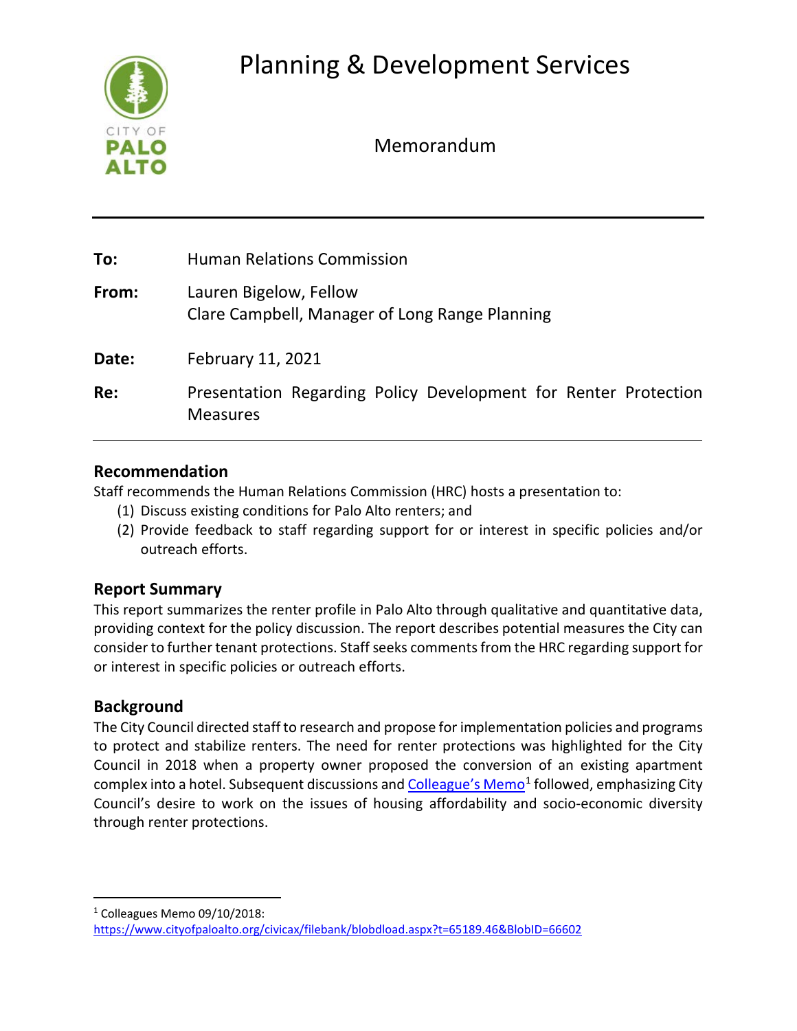# Planning & Development Services

## Memorandum

**To:** Human Relations Commission

**From:** Lauren Bigelow, Fellow
Clare Campbell, Manager of Long Range Planning

**Date:** February 11, 2021

**Re:** Presentation Regarding Policy Development for Renter Protection Measures

---

## Recommendation

Staff recommends the Human Relations Commission (HRC) hosts a presentation to:

(1) Discuss existing conditions for Palo Alto renters; and
(2) Provide feedback to staff regarding support for or interest in specific policies and/or outreach efforts.

## Report Summary

This report summarizes the renter profile in Palo Alto through qualitative and quantitative data, providing context for the policy discussion. The report describes potential measures the City can consider to further tenant protections. Staff seeks comments from the HRC regarding support for or interest in specific policies or outreach efforts.

## Background

The City Council directed staff to research and propose for implementation policies and programs to protect and stabilize renters. The need for renter protections was highlighted for the City Council in 2018 when a property owner proposed the conversion of an existing apartment complex into a hotel. Subsequent discussions and Colleague's Memo[1] followed, emphasizing City Council's desire to work on the issues of housing affordability and socio-economic diversity through renter protections.

---

[1] Colleagues Memo 09/10/2018: https://www.cityofpaloalto.org/civicax/filebank/blobdload.aspx?t=65189.46&BlobID=66602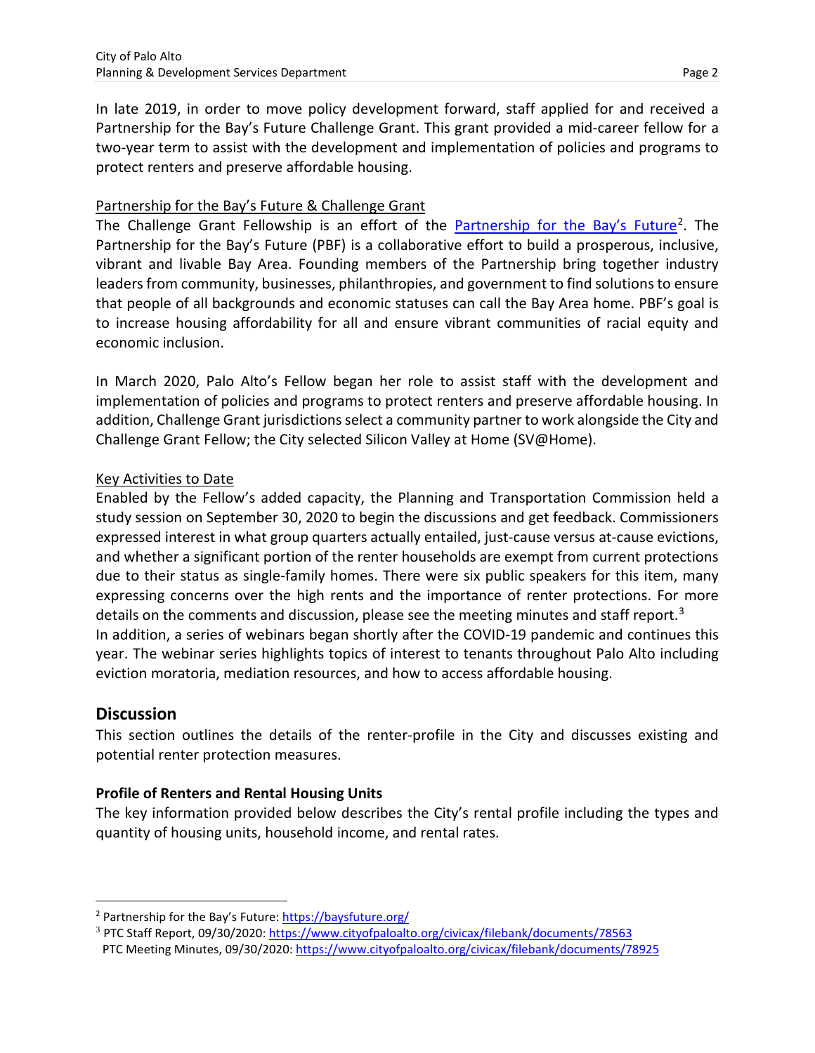In late 2019, in order to move policy development forward, staff applied for and received a Partnership for the Bay's Future Challenge Grant. This grant provided a mid-career fellow for a two-year term to assist with the development and implementation of policies and programs to protect renters and preserve affordable housing.

Partnership for the Bay's Future & Challenge Grant

The Challenge Grant Fellowship is an effort of the Partnership for the Bay's Future[2]. The Partnership for the Bay's Future (PBF) is a collaborative effort to build a prosperous, inclusive, vibrant and livable Bay Area. Founding members of the Partnership bring together industry leaders from community, businesses, philanthropies, and government to find solutions to ensure that people of all backgrounds and economic statuses can call the Bay Area home. PBF's goal is to increase housing affordability for all and ensure vibrant communities of racial equity and economic inclusion.

In March 2020, Palo Alto's Fellow began her role to assist staff with the development and implementation of policies and programs to protect renters and preserve affordable housing. In addition, Challenge Grant jurisdictions select a community partner to work alongside the City and Challenge Grant Fellow; the City selected Silicon Valley at Home (SV@Home).

Key Activities to Date

Enabled by the Fellow's added capacity, the Planning and Transportation Commission held a study session on September 30, 2020 to begin the discussions and get feedback. Commissioners expressed interest in what group quarters actually entailed, just-cause versus at-cause evictions, and whether a significant portion of the renter households are exempt from current protections due to their status as single-family homes. There were six public speakers for this item, many expressing concerns over the high rents and the importance of renter protections. For more details on the comments and discussion, please see the meeting minutes and staff report.[3]

In addition, a series of webinars began shortly after the COVID-19 pandemic and continues this year. The webinar series highlights topics of interest to tenants throughout Palo Alto including eviction moratoria, mediation resources, and how to access affordable housing.

## Discussion

This section outlines the details of the renter-profile in the City and discusses existing and potential renter protection measures.

**Profile of Renters and Rental Housing Units**

The key information provided below describes the City's rental profile including the types and quantity of housing units, household income, and rental rates.

---

[2] Partnership for the Bay's Future: https://baysfuture.org/

[3] PTC Staff Report, 09/30/2020: https://www.cityofpaloalto.org/civicax/filebank/documents/78563
PTC Meeting Minutes, 09/30/2020: https://www.cityofpaloalto.org/civicax/filebank/documents/78925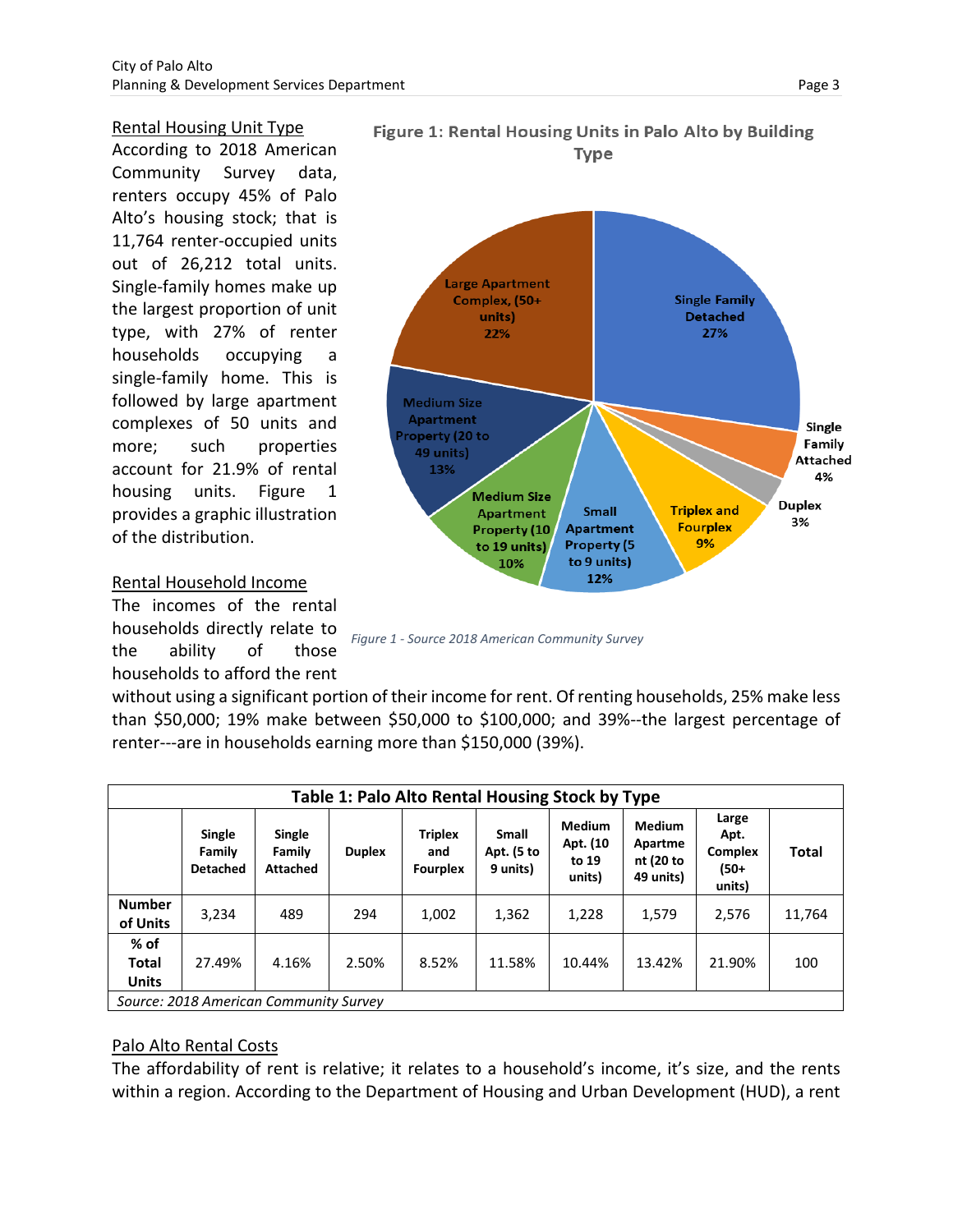## Rental Housing Unit Type

According to 2018 American Community Survey data, renters occupy 45% of Palo Alto's housing stock; that is 11,764 renter-occupied units out of 26,212 total units. Single-family homes make up the largest proportion of unit type, with 27% of renter households occupying a single-family home. This is followed by large apartment complexes of 50 units and more; such properties account for 21.9% of rental housing units. Figure 1 provides a graphic illustration of the distribution.

**Figure 1: Rental Housing Units in Palo Alto by Building Type**

- Single Family Detached: 27%
- Single Family Attached: 4%
- Duplex: 3%
- Triplex and Fourplex: 9%
- Small Apartment Property (5 to 9 units): 12%
- Medium Size Apartment Property (10 to 19 units): 10%
- Medium Size Apartment Property (20 to 49 units): 13%
- Large Apartment Complex, (50+ units): 22%

*Figure 1 - Source 2018 American Community Survey*

## Rental Household Income

The incomes of the rental households directly relate to the ability of those households to afford the rent without using a significant portion of their income for rent. Of renting households, 25% make less than $50,000; 19% make between $50,000 to $100,000; and 39%--the largest percentage of renter---are in households earning more than $150,000 (39%).

**Table 1: Palo Alto Rental Housing Stock by Type**

| | Single Family Detached | Single Family Attached | Duplex | Triplex and Fourplex | Small Apt. (5 to 9 units) | Medium Apt. (10 to 19 units) | Medium Apartment (20 to 49 units) | Large Apt. Complex (50+ units) | Total |
|---|---|---|---|---|---|---|---|---|---|
| Number of Units | 3,234 | 489 | 294 | 1,002 | 1,362 | 1,228 | 1,579 | 2,576 | 11,764 |
| % of Total Units | 27.49% | 4.16% | 2.50% | 8.52% | 11.58% | 10.44% | 13.42% | 21.90% | 100 |

*Source: 2018 American Community Survey*

## Palo Alto Rental Costs

The affordability of rent is relative; it relates to a household's income, it's size, and the rents within a region. According to the Department of Housing and Urban Development (HUD), a rent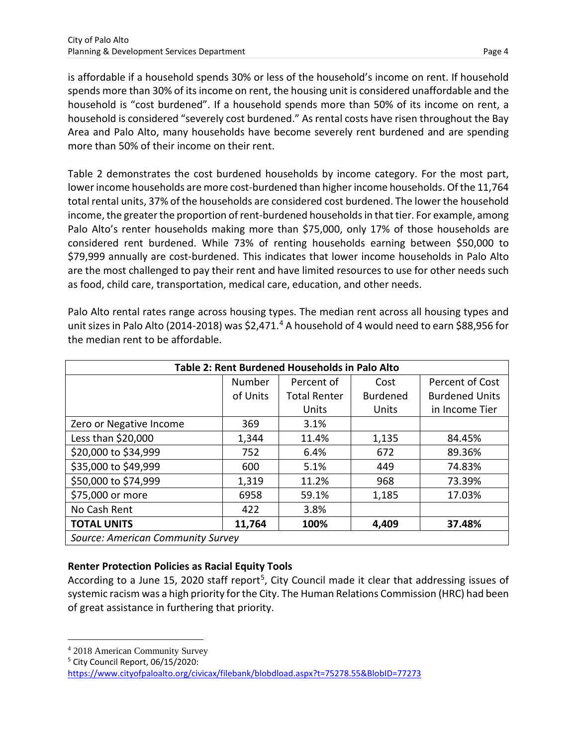is affordable if a household spends 30% or less of the household's income on rent. If household spends more than 30% of its income on rent, the housing unit is considered unaffordable and the household is "cost burdened". If a household spends more than 50% of its income on rent, a household is considered "severely cost burdened." As rental costs have risen throughout the Bay Area and Palo Alto, many households have become severely rent burdened and are spending more than 50% of their income on their rent.

Table 2 demonstrates the cost burdened households by income category. For the most part, lower income households are more cost-burdened than higher income households. Of the 11,764 total rental units, 37% of the households are considered cost burdened. The lower the household income, the greater the proportion of rent-burdened households in that tier. For example, among Palo Alto's renter households making more than \$75,000, only 17% of those households are considered rent burdened. While 73% of renting households earning between \$50,000 to \$79,999 annually are cost-burdened. This indicates that lower income households in Palo Alto are the most challenged to pay their rent and have limited resources to use for other needs such as food, child care, transportation, medical care, education, and other needs.

Palo Alto rental rates range across housing types. The median rent across all housing types and unit sizes in Palo Alto (2014-2018) was \$2,471.[4] A household of 4 would need to earn \$88,956 for the median rent to be affordable.

**Table 2: Rent Burdened Households in Palo Alto**

| | Number of Units | Percent of Total Renter Units | Cost Burdened Units | Percent of Cost Burdened Units in Income Tier |
|---|---|---|---|---|
| Zero or Negative Income | 369 | 3.1% | | |
| Less than \$20,000 | 1,344 | 11.4% | 1,135 | 84.45% |
| \$20,000 to \$34,999 | 752 | 6.4% | 672 | 89.36% |
| \$35,000 to \$49,999 | 600 | 5.1% | 449 | 74.83% |
| \$50,000 to \$74,999 | 1,319 | 11.2% | 968 | 73.39% |
| \$75,000 or more | 6958 | 59.1% | 1,185 | 17.03% |
| No Cash Rent | 422 | 3.8% | | |
| **TOTAL UNITS** | **11,764** | **100%** | **4,409** | **37.48%** |
| *Source: American Community Survey* | | | | |

### Renter Protection Policies as Racial Equity Tools

According to a June 15, 2020 staff report[5], City Council made it clear that addressing issues of systemic racism was a high priority for the City. The Human Relations Commission (HRC) had been of great assistance in furthering that priority.

---

[4] 2018 American Community Survey

[5] City Council Report, 06/15/2020: https://www.cityofpaloalto.org/civicax/filebank/blobdload.aspx?t=75278.55&BlobID=77273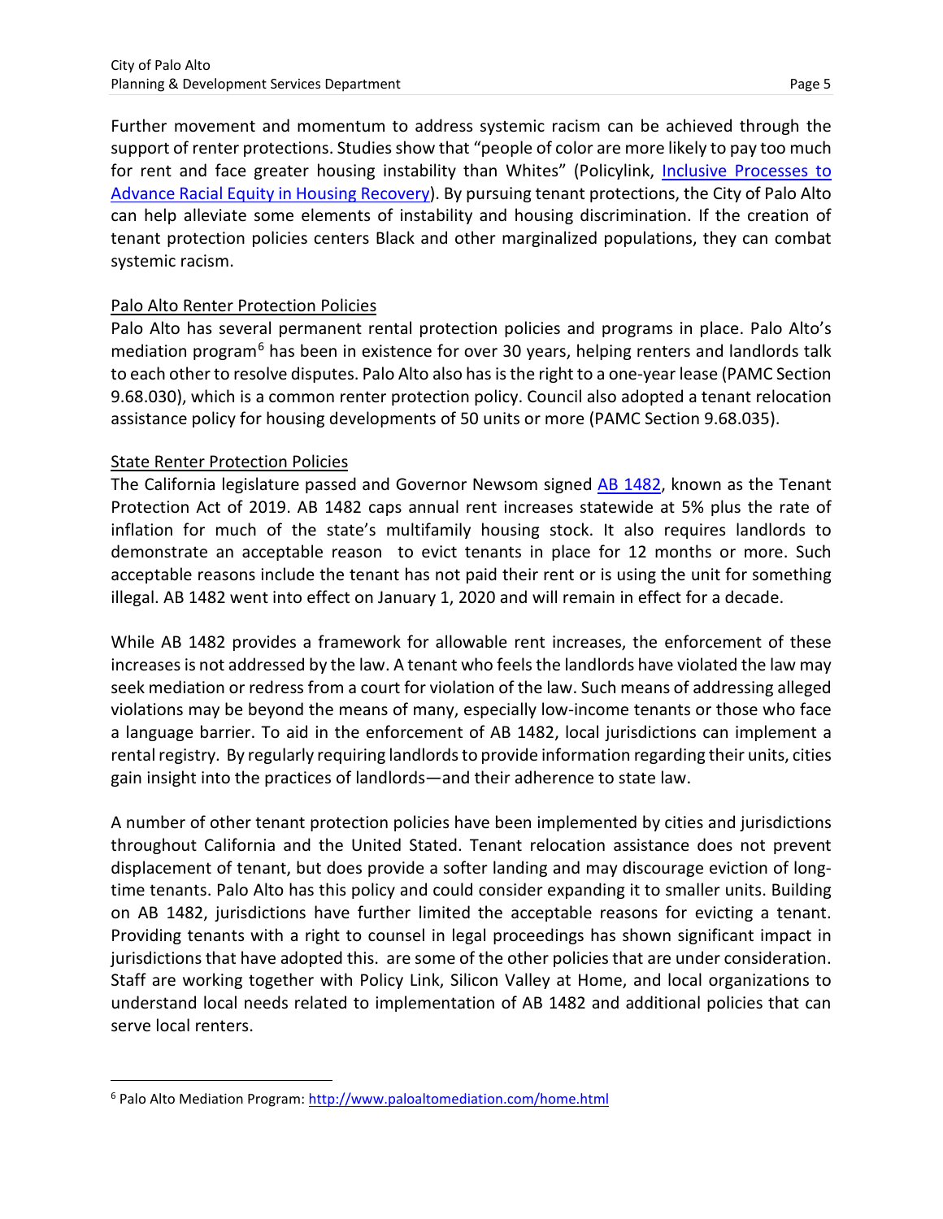Further movement and momentum to address systemic racism can be achieved through the support of renter protections. Studies show that "people of color are more likely to pay too much for rent and face greater housing instability than Whites" (Policylink, Inclusive Processes to Advance Racial Equity in Housing Recovery). By pursuing tenant protections, the City of Palo Alto can help alleviate some elements of instability and housing discrimination. If the creation of tenant protection policies centers Black and other marginalized populations, they can combat systemic racism.

## Palo Alto Renter Protection Policies

Palo Alto has several permanent rental protection policies and programs in place. Palo Alto's mediation program[6] has been in existence for over 30 years, helping renters and landlords talk to each other to resolve disputes. Palo Alto also has is the right to a one-year lease (PAMC Section 9.68.030), which is a common renter protection policy. Council also adopted a tenant relocation assistance policy for housing developments of 50 units or more (PAMC Section 9.68.035).

## State Renter Protection Policies

The California legislature passed and Governor Newsom signed AB 1482, known as the Tenant Protection Act of 2019. AB 1482 caps annual rent increases statewide at 5% plus the rate of inflation for much of the state's multifamily housing stock. It also requires landlords to demonstrate an acceptable reason to evict tenants in place for 12 months or more. Such acceptable reasons include the tenant has not paid their rent or is using the unit for something illegal. AB 1482 went into effect on January 1, 2020 and will remain in effect for a decade.

While AB 1482 provides a framework for allowable rent increases, the enforcement of these increases is not addressed by the law. A tenant who feels the landlords have violated the law may seek mediation or redress from a court for violation of the law. Such means of addressing alleged violations may be beyond the means of many, especially low-income tenants or those who face a language barrier. To aid in the enforcement of AB 1482, local jurisdictions can implement a rental registry. By regularly requiring landlords to provide information regarding their units, cities gain insight into the practices of landlords—and their adherence to state law.

A number of other tenant protection policies have been implemented by cities and jurisdictions throughout California and the United Stated. Tenant relocation assistance does not prevent displacement of tenant, but does provide a softer landing and may discourage eviction of long-time tenants. Palo Alto has this policy and could consider expanding it to smaller units. Building on AB 1482, jurisdictions have further limited the acceptable reasons for evicting a tenant. Providing tenants with a right to counsel in legal proceedings has shown significant impact in jurisdictions that have adopted this. are some of the other policies that are under consideration. Staff are working together with Policy Link, Silicon Valley at Home, and local organizations to understand local needs related to implementation of AB 1482 and additional policies that can serve local renters.

---

[6] Palo Alto Mediation Program: http://www.paloaltomediation.com/home.html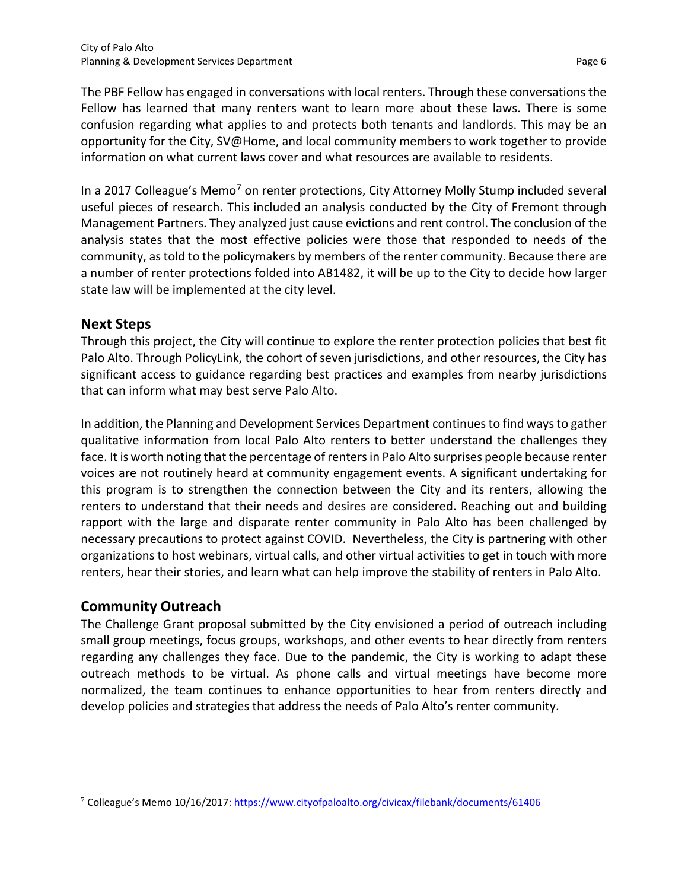The PBF Fellow has engaged in conversations with local renters. Through these conversations the Fellow has learned that many renters want to learn more about these laws. There is some confusion regarding what applies to and protects both tenants and landlords. This may be an opportunity for the City, SV@Home, and local community members to work together to provide information on what current laws cover and what resources are available to residents.

In a 2017 Colleague's Memo[7] on renter protections, City Attorney Molly Stump included several useful pieces of research. This included an analysis conducted by the City of Fremont through Management Partners. They analyzed just cause evictions and rent control. The conclusion of the analysis states that the most effective policies were those that responded to needs of the community, as told to the policymakers by members of the renter community. Because there are a number of renter protections folded into AB1482, it will be up to the City to decide how larger state law will be implemented at the city level.

## Next Steps

Through this project, the City will continue to explore the renter protection policies that best fit Palo Alto. Through PolicyLink, the cohort of seven jurisdictions, and other resources, the City has significant access to guidance regarding best practices and examples from nearby jurisdictions that can inform what may best serve Palo Alto.

In addition, the Planning and Development Services Department continues to find ways to gather qualitative information from local Palo Alto renters to better understand the challenges they face. It is worth noting that the percentage of renters in Palo Alto surprises people because renter voices are not routinely heard at community engagement events. A significant undertaking for this program is to strengthen the connection between the City and its renters, allowing the renters to understand that their needs and desires are considered. Reaching out and building rapport with the large and disparate renter community in Palo Alto has been challenged by necessary precautions to protect against COVID. Nevertheless, the City is partnering with other organizations to host webinars, virtual calls, and other virtual activities to get in touch with more renters, hear their stories, and learn what can help improve the stability of renters in Palo Alto.

## Community Outreach

The Challenge Grant proposal submitted by the City envisioned a period of outreach including small group meetings, focus groups, workshops, and other events to hear directly from renters regarding any challenges they face. Due to the pandemic, the City is working to adapt these outreach methods to be virtual. As phone calls and virtual meetings have become more normalized, the team continues to enhance opportunities to hear from renters directly and develop policies and strategies that address the needs of Palo Alto's renter community.

---

[7] Colleague's Memo 10/16/2017: https://www.cityofpaloalto.org/civicax/filebank/documents/61406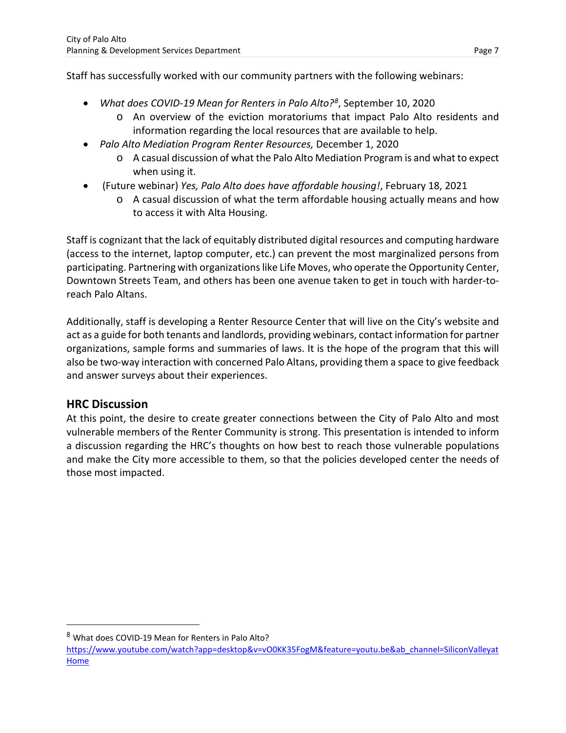Staff has successfully worked with our community partners with the following webinars:

- *What does COVID-19 Mean for Renters in Palo Alto?*[8], September 10, 2020
  - An overview of the eviction moratoriums that impact Palo Alto residents and information regarding the local resources that are available to help.
- *Palo Alto Mediation Program Renter Resources,* December 1, 2020
  - A casual discussion of what the Palo Alto Mediation Program is and what to expect when using it.
- (Future webinar) *Yes, Palo Alto does have affordable housing!*, February 18, 2021
  - A casual discussion of what the term affordable housing actually means and how to access it with Alta Housing.

Staff is cognizant that the lack of equitably distributed digital resources and computing hardware (access to the internet, laptop computer, etc.) can prevent the most marginalized persons from participating. Partnering with organizations like Life Moves, who operate the Opportunity Center, Downtown Streets Team, and others has been one avenue taken to get in touch with harder-to-reach Palo Altans.

Additionally, staff is developing a Renter Resource Center that will live on the City's website and act as a guide for both tenants and landlords, providing webinars, contact information for partner organizations, sample forms and summaries of laws. It is the hope of the program that this will also be two-way interaction with concerned Palo Altans, providing them a space to give feedback and answer surveys about their experiences.

## HRC Discussion

At this point, the desire to create greater connections between the City of Palo Alto and most vulnerable members of the Renter Community is strong. This presentation is intended to inform a discussion regarding the HRC's thoughts on how best to reach those vulnerable populations and make the City more accessible to them, so that the policies developed center the needs of those most impacted.

---

[8] What does COVID-19 Mean for Renters in Palo Alto? https://www.youtube.com/watch?app=desktop&v=vO0KK35FogM&feature=youtu.be&ab_channel=SiliconValleyatHome